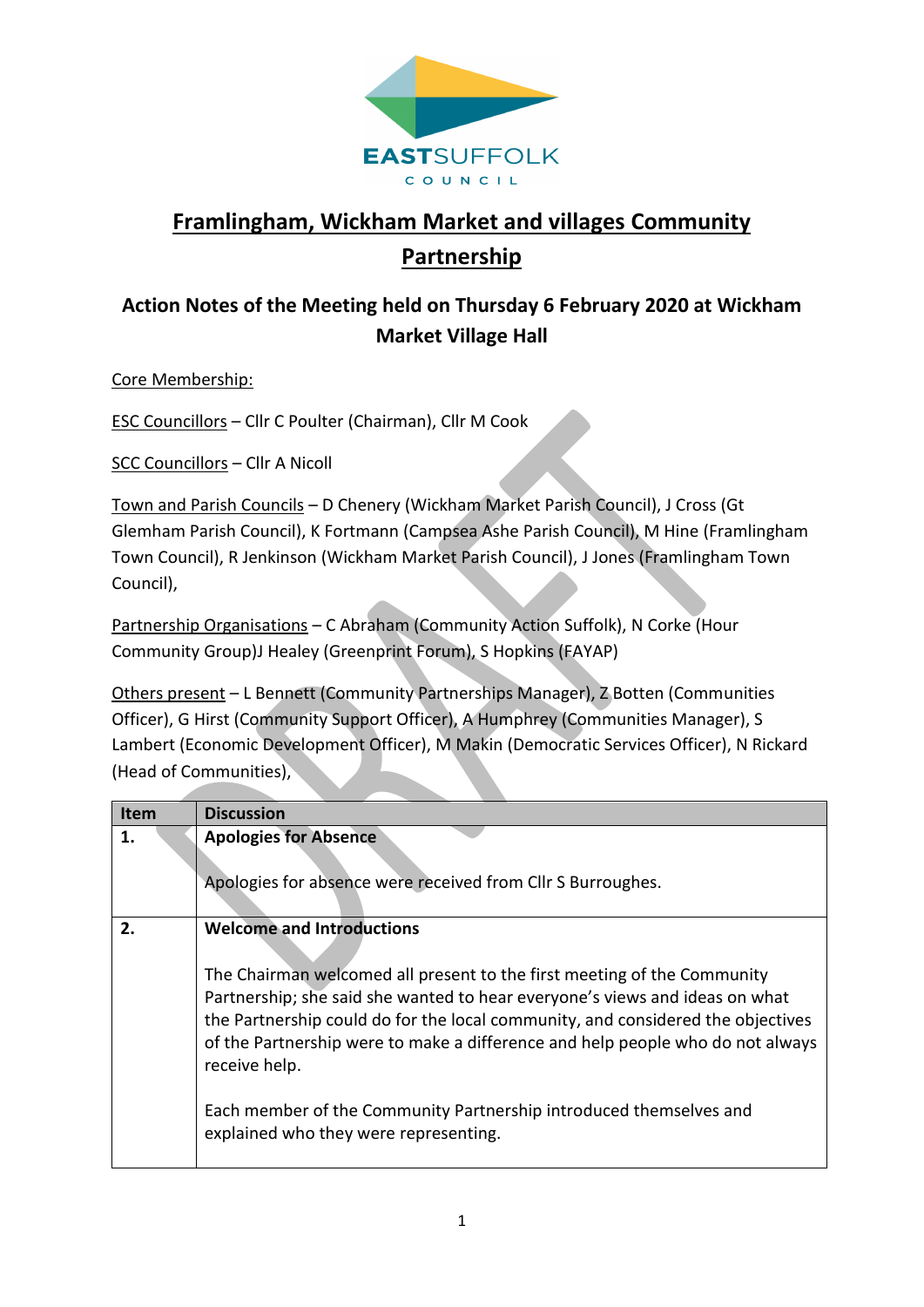# Framlingham, Wickham Market and villages Community Partnership

## Action Notes of the Meeting held on Thursday 6 February 2020 at Wickham Market Village Hall

Core Membership:

ESC Councillors – Cllr C Poulter (Chairman), Cllr M Cook

SCC Councillors – Cllr A Nicoll

Town and Parish Councils – D Chenery (Wickham Market Parish Council), J Cross (Gt Glemham Parish Council), K Fortmann (Campsea Ashe Parish Council), M Hine (Framlingham Town Council), R Jenkinson (Wickham Market Parish Council), J Jones (Framlingham Town Council),

Partnership Organisations – C Abraham (Community Action Suffolk), N Corke (Hour Community Group)J Healey (Greenprint Forum), S Hopkins (FAYAP)

Others present – L Bennett (Community Partnerships Manager), Z Botten (Communities Officer), G Hirst (Community Support Officer), A Humphrey (Communities Manager), S Lambert (Economic Development Officer), M Makin (Democratic Services Officer), N Rickard (Head of Communities),

| Item | Discussion |
|---|---|
| 1. | **Apologies for Absence**<br><br>Apologies for absence were received from Cllr S Burroughes. |
| 2. | **Welcome and Introductions**<br><br>The Chairman welcomed all present to the first meeting of the Community Partnership; she said she wanted to hear everyone's views and ideas on what the Partnership could do for the local community, and considered the objectives of the Partnership were to make a difference and help people who do not always receive help.<br><br>Each member of the Community Partnership introduced themselves and explained who they were representing. |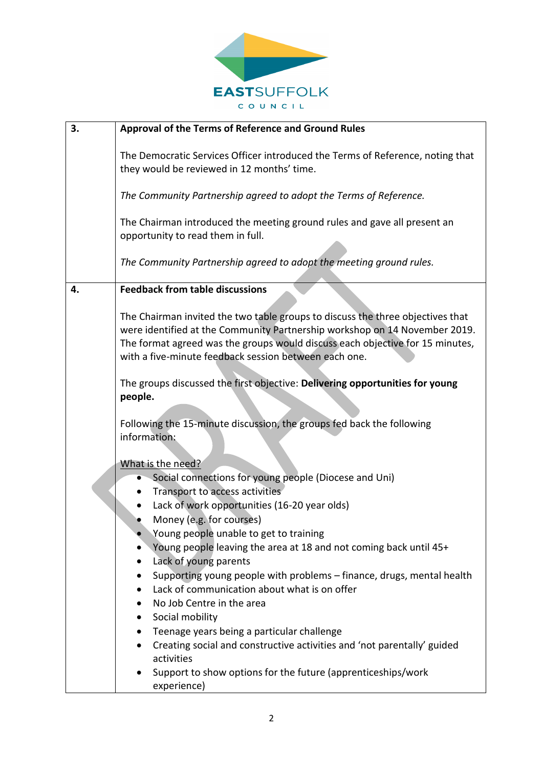| | |
|---|---|
| **3.** | **Approval of the Terms of Reference and Ground Rules**<br><br>The Democratic Services Officer introduced the Terms of Reference, noting that they would be reviewed in 12 months' time.<br><br>*The Community Partnership agreed to adopt the Terms of Reference.*<br><br>The Chairman introduced the meeting ground rules and gave all present an opportunity to read them in full.<br><br>*The Community Partnership agreed to adopt the meeting ground rules.* |
| **4.** | **Feedback from table discussions**<br><br>The Chairman invited the two table groups to discuss the three objectives that were identified at the Community Partnership workshop on 14 November 2019. The format agreed was the groups would discuss each objective for 15 minutes, with a five-minute feedback session between each one.<br><br>The groups discussed the first objective: **Delivering opportunities for young people.**<br><br>Following the 15-minute discussion, the groups fed back the following information:<br><br><u>What is the need?</u><br>• Social connections for young people (Diocese and Uni)<br>• Transport to access activities<br>• Lack of work opportunities (16-20 year olds)<br>• Money (e.g. for courses)<br>• Young people unable to get to training<br>• Young people leaving the area at 18 and not coming back until 45+<br>• Lack of young parents<br>• Supporting young people with problems – finance, drugs, mental health<br>• Lack of communication about what is on offer<br>• No Job Centre in the area<br>• Social mobility<br>• Teenage years being a particular challenge<br>• Creating social and constructive activities and 'not parentally' guided activities<br>• Support to show options for the future (apprenticeships/work experience) |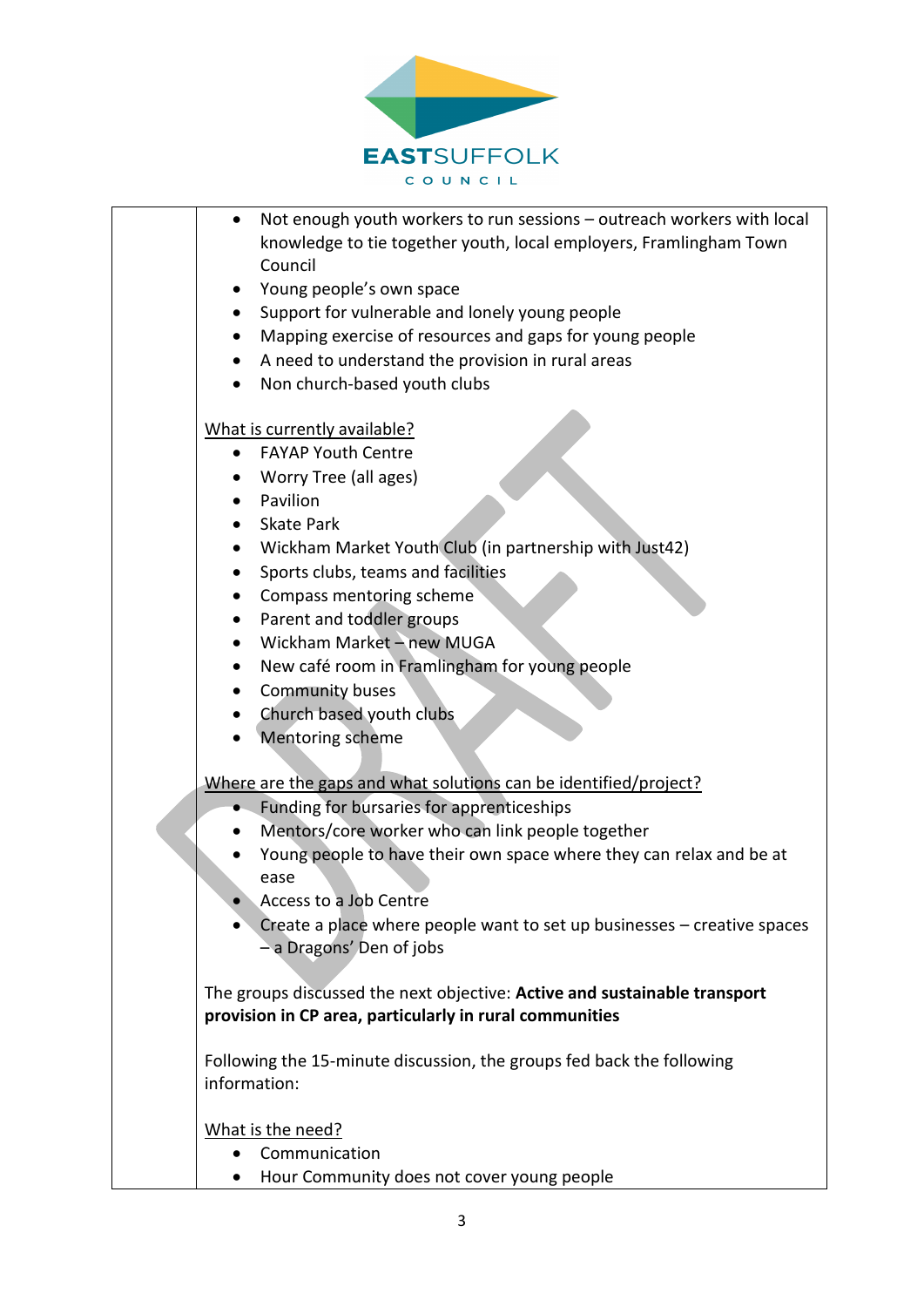- Not enough youth workers to run sessions – outreach workers with local knowledge to tie together youth, local employers, Framlingham Town Council
- Young people's own space
- Support for vulnerable and lonely young people
- Mapping exercise of resources and gaps for young people
- A need to understand the provision in rural areas
- Non church-based youth clubs

<u>What is currently available?</u>

- FAYAP Youth Centre
- Worry Tree (all ages)
- Pavilion
- Skate Park
- Wickham Market Youth Club (in partnership with Just42)
- Sports clubs, teams and facilities
- Compass mentoring scheme
- Parent and toddler groups
- Wickham Market – new MUGA
- New café room in Framlingham for young people
- Community buses
- Church based youth clubs
- Mentoring scheme

<u>Where are the gaps and what solutions can be identified/project?</u>

- Funding for bursaries for apprenticeships
- Mentors/core worker who can link people together
- Young people to have their own space where they can relax and be at ease
- Access to a Job Centre
- Create a place where people want to set up businesses – creative spaces – a Dragons' Den of jobs

The groups discussed the next objective: **Active and sustainable transport provision in CP area, particularly in rural communities**

Following the 15-minute discussion, the groups fed back the following information:

<u>What is the need?</u>

- Communication
- Hour Community does not cover young people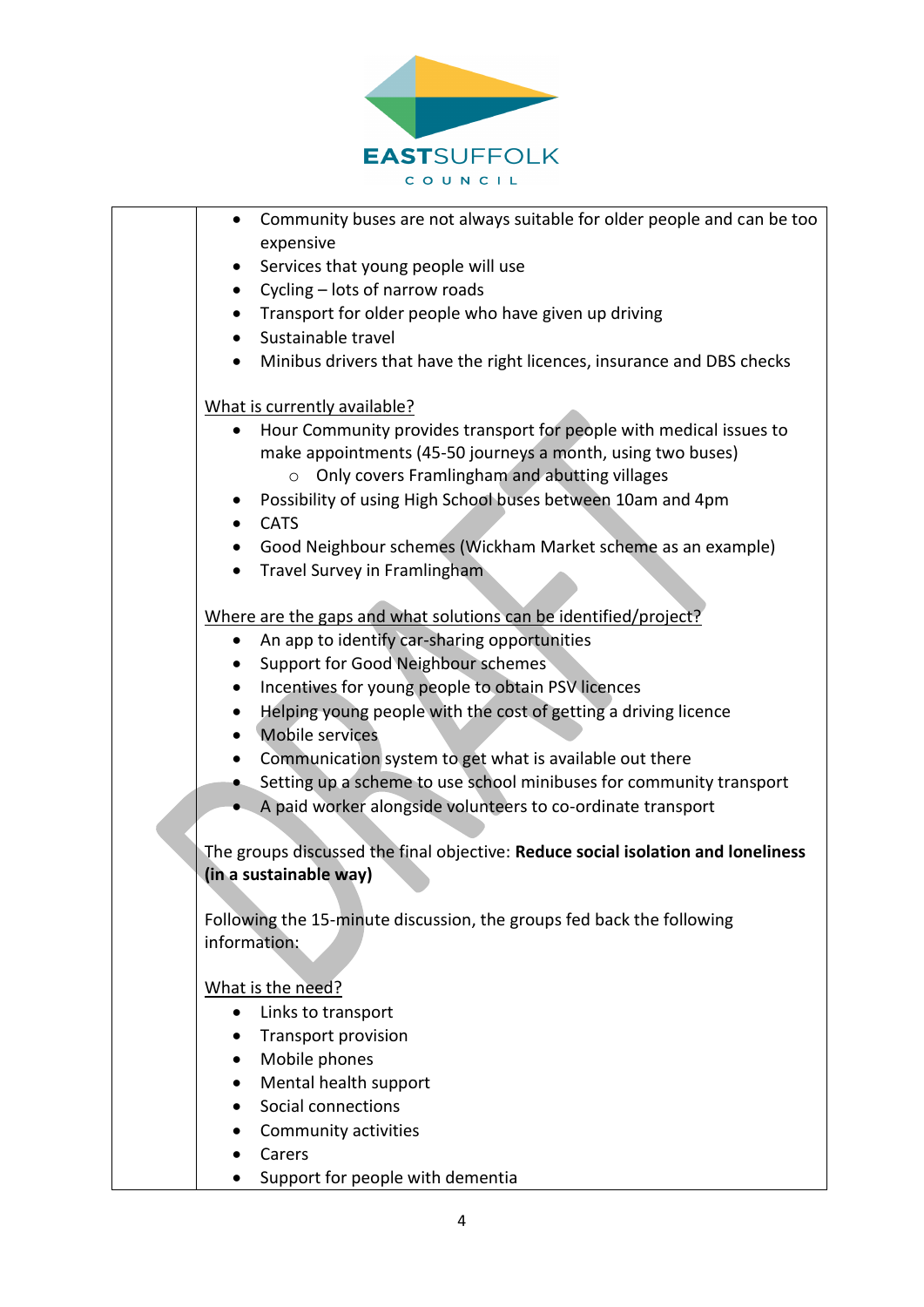- Community buses are not always suitable for older people and can be too expensive
- Services that young people will use
- Cycling – lots of narrow roads
- Transport for older people who have given up driving
- Sustainable travel
- Minibus drivers that have the right licences, insurance and DBS checks

What is currently available?

- Hour Community provides transport for people with medical issues to make appointments (45-50 journeys a month, using two buses)
    - Only covers Framlingham and abutting villages
- Possibility of using High School buses between 10am and 4pm
- CATS
- Good Neighbour schemes (Wickham Market scheme as an example)
- Travel Survey in Framlingham

Where are the gaps and what solutions can be identified/project?

- An app to identify car-sharing opportunities
- Support for Good Neighbour schemes
- Incentives for young people to obtain PSV licences
- Helping young people with the cost of getting a driving licence
- Mobile services
- Communication system to get what is available out there
- Setting up a scheme to use school minibuses for community transport
- A paid worker alongside volunteers to co-ordinate transport

The groups discussed the final objective: **Reduce social isolation and loneliness (in a sustainable way)**

Following the 15-minute discussion, the groups fed back the following information:

What is the need?

- Links to transport
- Transport provision
- Mobile phones
- Mental health support
- Social connections
- Community activities
- Carers
- Support for people with dementia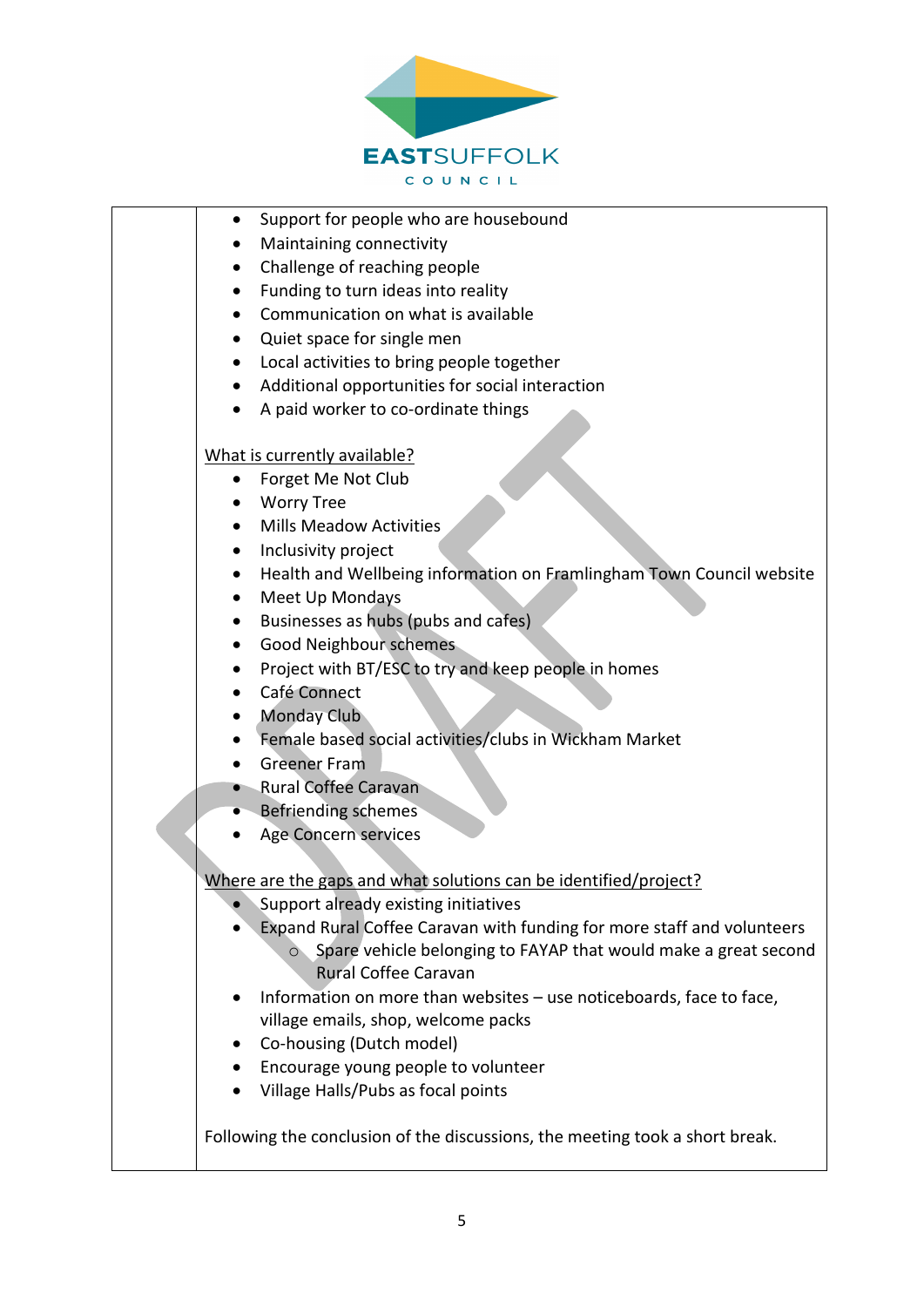- Support for people who are housebound
- Maintaining connectivity
- Challenge of reaching people
- Funding to turn ideas into reality
- Communication on what is available
- Quiet space for single men
- Local activities to bring people together
- Additional opportunities for social interaction
- A paid worker to co-ordinate things

What is currently available?

- Forget Me Not Club
- Worry Tree
- Mills Meadow Activities
- Inclusivity project
- Health and Wellbeing information on Framlingham Town Council website
- Meet Up Mondays
- Businesses as hubs (pubs and cafes)
- Good Neighbour schemes
- Project with BT/ESC to try and keep people in homes
- Café Connect
- Monday Club
- Female based social activities/clubs in Wickham Market
- Greener Fram
- Rural Coffee Caravan
- Befriending schemes
- Age Concern services

Where are the gaps and what solutions can be identified/project?

- Support already existing initiatives
- Expand Rural Coffee Caravan with funding for more staff and volunteers
  - Spare vehicle belonging to FAYAP that would make a great second Rural Coffee Caravan
- Information on more than websites – use noticeboards, face to face, village emails, shop, welcome packs
- Co-housing (Dutch model)
- Encourage young people to volunteer
- Village Halls/Pubs as focal points

Following the conclusion of the discussions, the meeting took a short break.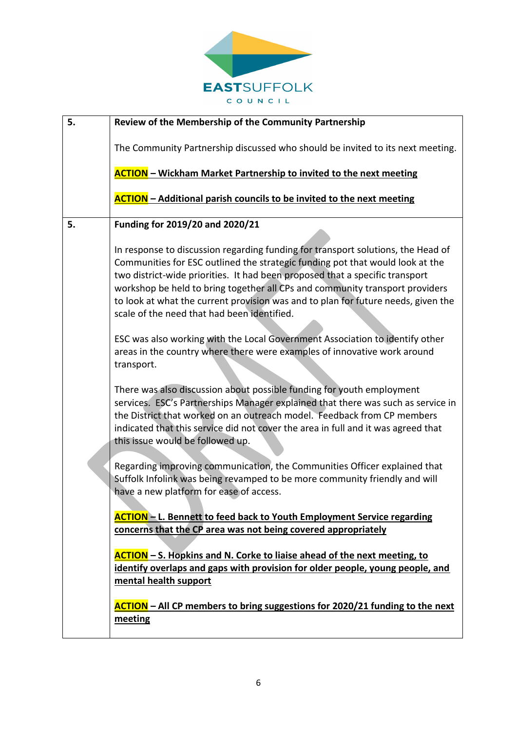| | |
|---|---|
| **5.** | **Review of the Membership of the Community Partnership**<br><br>The Community Partnership discussed who should be invited to its next meeting.<br><br>**ACTION – Wickham Market Partnership to invited to the next meeting**<br><br>**ACTION – Additional parish councils to be invited to the next meeting** |
| **5.** | **Funding for 2019/20 and 2020/21**<br><br>In response to discussion regarding funding for transport solutions, the Head of Communities for ESC outlined the strategic funding pot that would look at the two district-wide priorities. It had been proposed that a specific transport workshop be held to bring together all CPs and community transport providers to look at what the current provision was and to plan for future needs, given the scale of the need that had been identified.<br><br>ESC was also working with the Local Government Association to identify other areas in the country where there were examples of innovative work around transport.<br><br>There was also discussion about possible funding for youth employment services. ESC's Partnerships Manager explained that there was such as service in the District that worked on an outreach model. Feedback from CP members indicated that this service did not cover the area in full and it was agreed that this issue would be followed up.<br><br>Regarding improving communication, the Communities Officer explained that Suffolk Infolink was being revamped to be more community friendly and will have a new platform for ease of access.<br><br>**ACTION – L. Bennett to feed back to Youth Employment Service regarding concerns that the CP area was not being covered appropriately**<br><br>**ACTION – S. Hopkins and N. Corke to liaise ahead of the next meeting, to identify overlaps and gaps with provision for older people, young people, and mental health support**<br><br>**ACTION – All CP members to bring suggestions for 2020/21 funding to the next meeting** |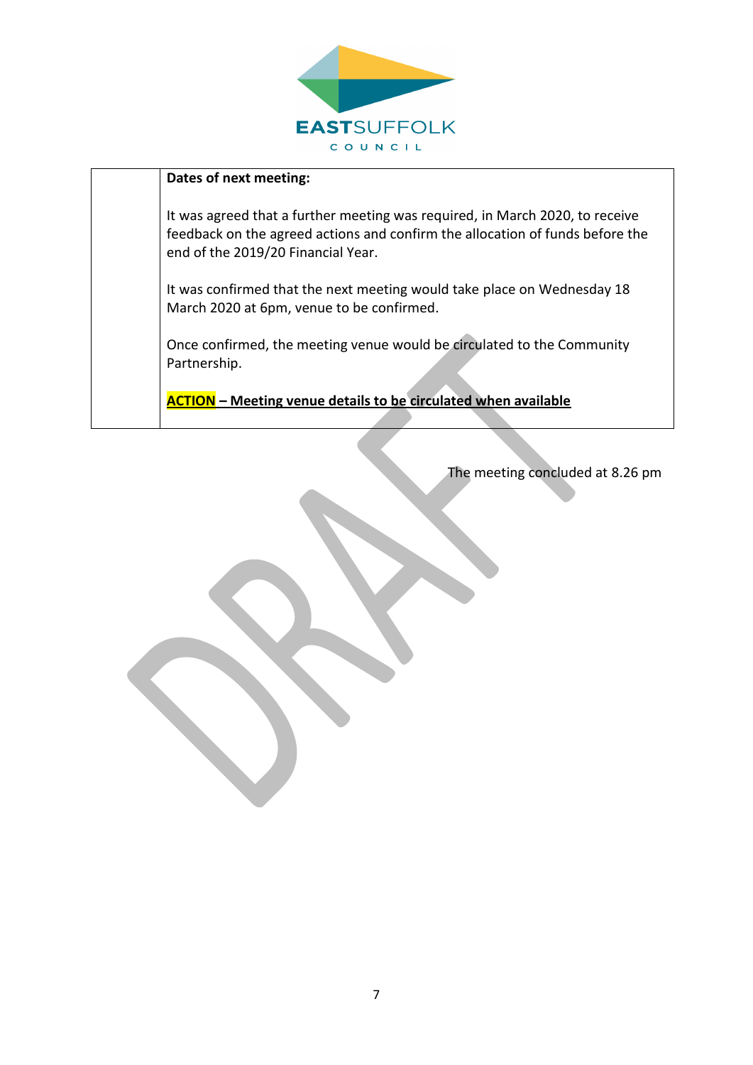| | |
|---|---|
| | **Dates of next meeting:**<br><br>It was agreed that a further meeting was required, in March 2020, to receive feedback on the agreed actions and confirm the allocation of funds before the end of the 2019/20 Financial Year.<br><br>It was confirmed that the next meeting would take place on Wednesday 18 March 2020 at 6pm, venue to be confirmed.<br><br>Once confirmed, the meeting venue would be circulated to the Community Partnership.<br><br>**ACTION – Meeting venue details to be circulated when available** |

The meeting concluded at 8.26 pm